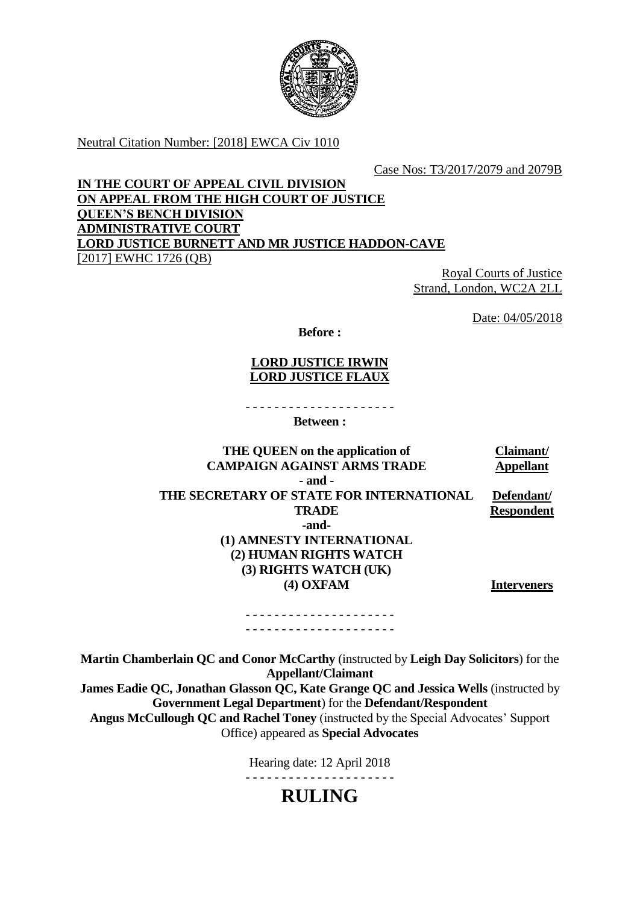Neutral Citation Number: [2018] EWCA Civ 1010

Case Nos: T3/2017/2079 and 2079B

**IN THE COURT OF APPEAL CIVIL DIVISION**
**ON APPEAL FROM THE HIGH COURT OF JUSTICE**
**QUEEN'S BENCH DIVISION**
**ADMINISTRATIVE COURT**
**LORD JUSTICE BURNETT AND MR JUSTICE HADDON-CAVE**
[2017] EWHC 1726 (QB)

Royal Courts of Justice
Strand, London, WC2A 2LL

Date: 04/05/2018

**Before :**

**LORD JUSTICE IRWIN**
**LORD JUSTICE FLAUX**

- - - - - - - - - - - - - - - - - - - - -

**Between :**

| | |
|---|---|
| **THE QUEEN on the application of CAMPAIGN AGAINST ARMS TRADE** | **Claimant/ Appellant** |
| **- and -** | |
| **THE SECRETARY OF STATE FOR INTERNATIONAL TRADE** | **Defendant/ Respondent** |
| **-and-** | |
| **(1) AMNESTY INTERNATIONAL** **(2) HUMAN RIGHTS WATCH** **(3) RIGHTS WATCH (UK)** **(4) OXFAM** | **Interveners** |

- - - - - - - - - - - - - - - - - - - - -
- - - - - - - - - - - - - - - - - - - - -

**Martin Chamberlain QC and Conor McCarthy** (instructed by **Leigh Day Solicitors**) for the **Appellant/Claimant**
**James Eadie QC, Jonathan Glasson QC, Kate Grange QC and Jessica Wells** (instructed by **Government Legal Department**) for the **Defendant/Respondent**
**Angus McCullough QC and Rachel Toney** (instructed by the Special Advocates' Support Office) appeared as **Special Advocates**

Hearing date: 12 April 2018

- - - - - - - - - - - - - - - - - - - - -

# RULING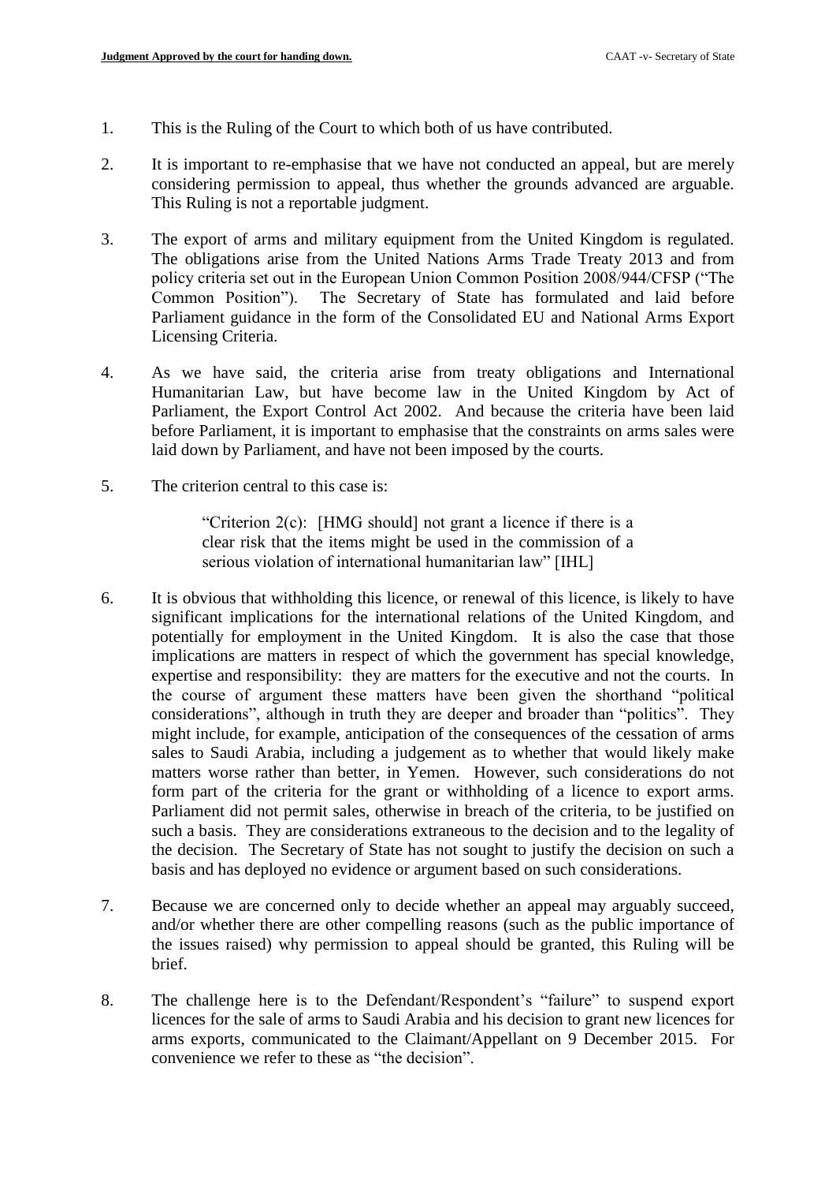1. This is the Ruling of the Court to which both of us have contributed.

2. It is important to re-emphasise that we have not conducted an appeal, but are merely considering permission to appeal, thus whether the grounds advanced are arguable. This Ruling is not a reportable judgment.

3. The export of arms and military equipment from the United Kingdom is regulated. The obligations arise from the United Nations Arms Trade Treaty 2013 and from policy criteria set out in the European Union Common Position 2008/944/CFSP ("The Common Position"). The Secretary of State has formulated and laid before Parliament guidance in the form of the Consolidated EU and National Arms Export Licensing Criteria.

4. As we have said, the criteria arise from treaty obligations and International Humanitarian Law, but have become law in the United Kingdom by Act of Parliament, the Export Control Act 2002. And because the criteria have been laid before Parliament, it is important to emphasise that the constraints on arms sales were laid down by Parliament, and have not been imposed by the courts.

5. The criterion central to this case is:

> "Criterion 2(c): [HMG should] not grant a licence if there is a clear risk that the items might be used in the commission of a serious violation of international humanitarian law" [IHL]

6. It is obvious that withholding this licence, or renewal of this licence, is likely to have significant implications for the international relations of the United Kingdom, and potentially for employment in the United Kingdom. It is also the case that those implications are matters in respect of which the government has special knowledge, expertise and responsibility: they are matters for the executive and not the courts. In the course of argument these matters have been given the shorthand "political considerations", although in truth they are deeper and broader than "politics". They might include, for example, anticipation of the consequences of the cessation of arms sales to Saudi Arabia, including a judgement as to whether that would likely make matters worse rather than better, in Yemen. However, such considerations do not form part of the criteria for the grant or withholding of a licence to export arms. Parliament did not permit sales, otherwise in breach of the criteria, to be justified on such a basis. They are considerations extraneous to the decision and to the legality of the decision. The Secretary of State has not sought to justify the decision on such a basis and has deployed no evidence or argument based on such considerations.

7. Because we are concerned only to decide whether an appeal may arguably succeed, and/or whether there are other compelling reasons (such as the public importance of the issues raised) why permission to appeal should be granted, this Ruling will be brief.

8. The challenge here is to the Defendant/Respondent's "failure" to suspend export licences for the sale of arms to Saudi Arabia and his decision to grant new licences for arms exports, communicated to the Claimant/Appellant on 9 December 2015. For convenience we refer to these as "the decision".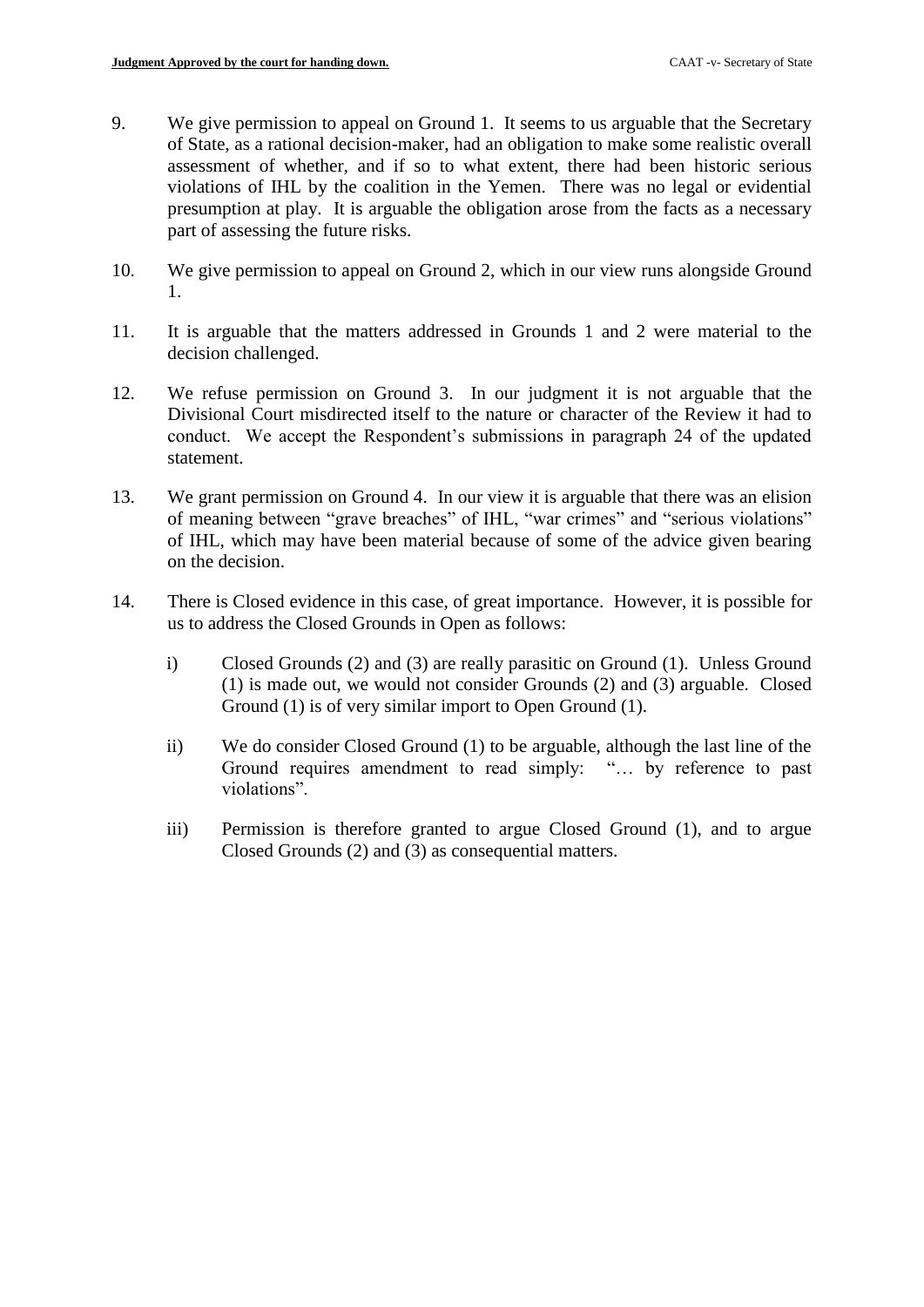9. We give permission to appeal on Ground 1. It seems to us arguable that the Secretary of State, as a rational decision-maker, had an obligation to make some realistic overall assessment of whether, and if so to what extent, there had been historic serious violations of IHL by the coalition in the Yemen. There was no legal or evidential presumption at play. It is arguable the obligation arose from the facts as a necessary part of assessing the future risks.

10. We give permission to appeal on Ground 2, which in our view runs alongside Ground 1.

11. It is arguable that the matters addressed in Grounds 1 and 2 were material to the decision challenged.

12. We refuse permission on Ground 3. In our judgment it is not arguable that the Divisional Court misdirected itself to the nature or character of the Review it had to conduct. We accept the Respondent's submissions in paragraph 24 of the updated statement.

13. We grant permission on Ground 4. In our view it is arguable that there was an elision of meaning between "grave breaches" of IHL, "war crimes" and "serious violations" of IHL, which may have been material because of some of the advice given bearing on the decision.

14. There is Closed evidence in this case, of great importance. However, it is possible for us to address the Closed Grounds in Open as follows:

    i) Closed Grounds (2) and (3) are really parasitic on Ground (1). Unless Ground (1) is made out, we would not consider Grounds (2) and (3) arguable. Closed Ground (1) is of very similar import to Open Ground (1).

    ii) We do consider Closed Ground (1) to be arguable, although the last line of the Ground requires amendment to read simply: "… by reference to past violations".

    iii) Permission is therefore granted to argue Closed Ground (1), and to argue Closed Grounds (2) and (3) as consequential matters.